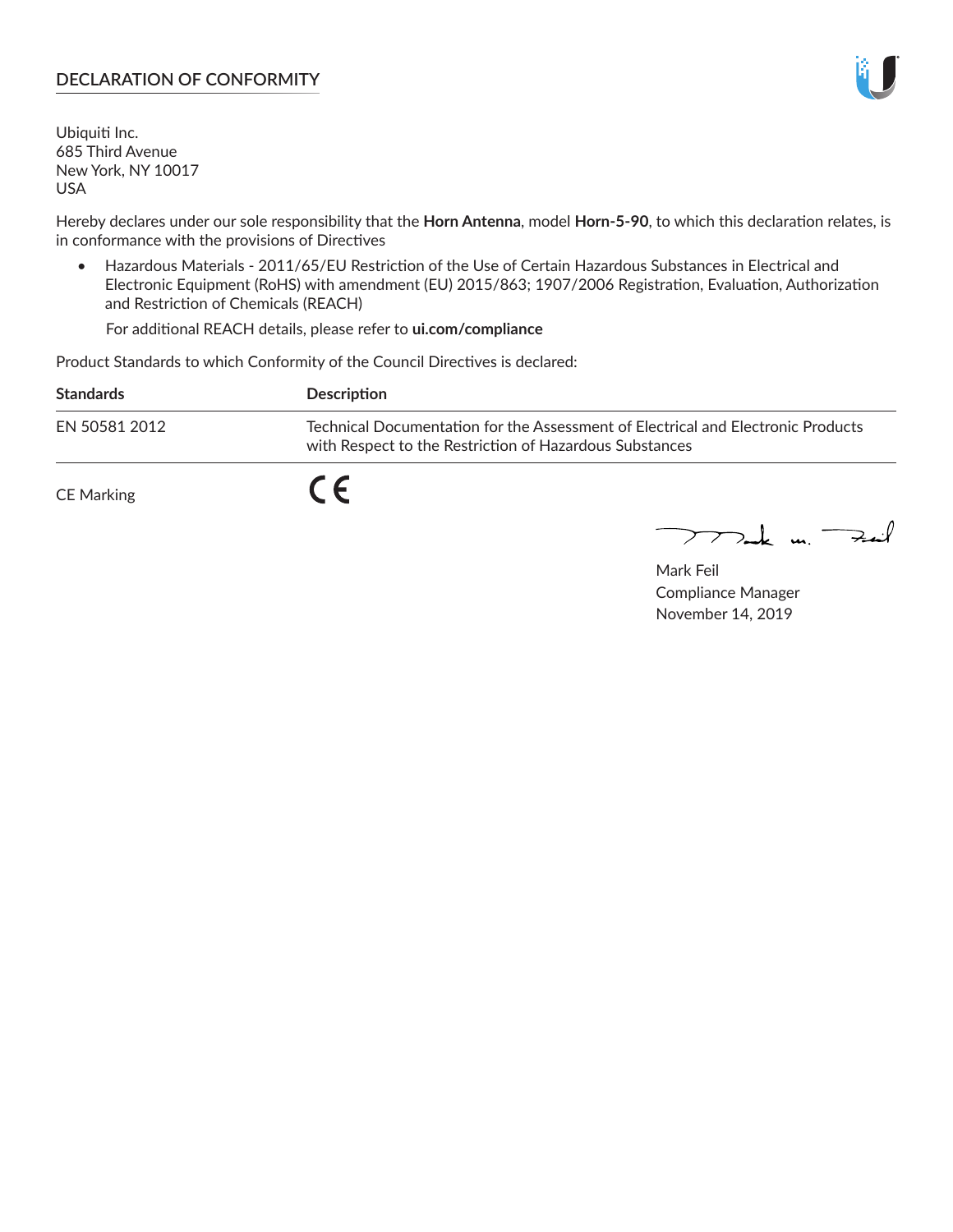## DECLARATION OF CONFORMITY

Ubiquiti Inc.
685 Third Avenue
New York, NY 10017
USA

Hereby declares under our sole responsibility that the **Horn Antenna**, model **Horn-5-90**, to which this declaration relates, is in conformance with the provisions of Directives

- Hazardous Materials - 2011/65/EU Restriction of the Use of Certain Hazardous Substances in Electrical and Electronic Equipment (RoHS) with amendment (EU) 2015/863; 1907/2006 Registration, Evaluation, Authorization and Restriction of Chemicals (REACH)

  For additional REACH details, please refer to **ui.com/compliance**

Product Standards to which Conformity of the Council Directives is declared:

| **Standards** | **Description** |
| --- | --- |
| EN 50581 2012 | Technical Documentation for the Assessment of Electrical and Electronic Products with Respect to the Restriction of Hazardous Substances |

CE Marking CE

Mark Feil
Compliance Manager
November 14, 2019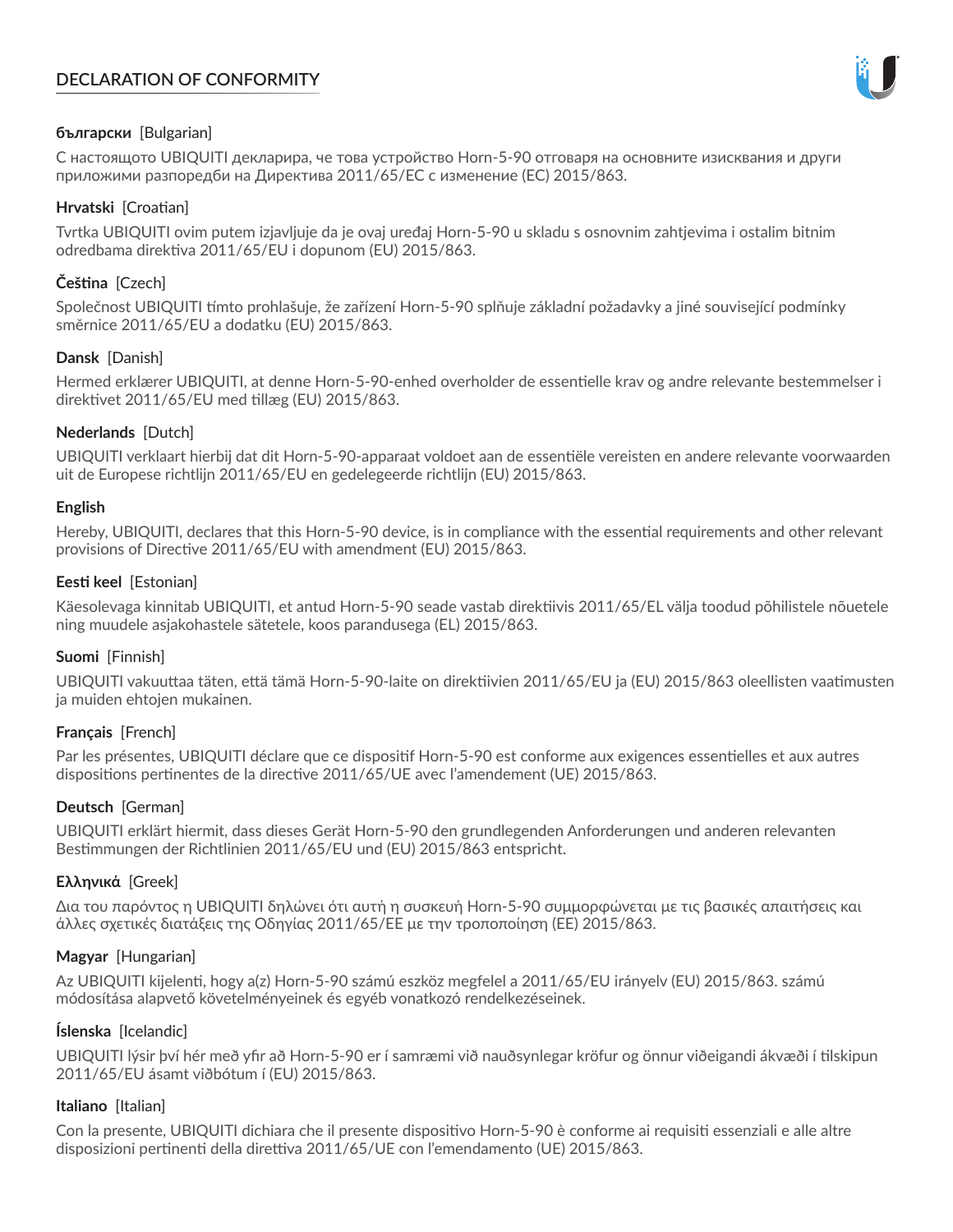# DECLARATION OF CONFORMITY

**български** [Bulgarian]

С настоящото UBIQUITI декларира, че това устройство Horn-5-90 отговаря на основните изисквания и други приложими разпоредби на Директива 2011/65/ЕС с изменение (ЕС) 2015/863.

**Hrvatski** [Croatian]

Tvrtka UBIQUITI ovim putem izjavljuje da je ovaj uređaj Horn-5-90 u skladu s osnovnim zahtjevima i ostalim bitnim odredbama direktiva 2011/65/EU i dopunom (EU) 2015/863.

**Čeština** [Czech]

Společnost UBIQUITI tímto prohlašuje, že zařízení Horn-5-90 splňuje základní požadavky a jiné související podmínky směrnice 2011/65/EU a dodatku (EU) 2015/863.

**Dansk** [Danish]

Hermed erklærer UBIQUITI, at denne Horn-5-90-enhed overholder de essentielle krav og andre relevante bestemmelser i direktivet 2011/65/EU med tillæg (EU) 2015/863.

**Nederlands** [Dutch]

UBIQUITI verklaart hierbij dat dit Horn-5-90-apparaat voldoet aan de essentiële vereisten en andere relevante voorwaarden uit de Europese richtlijn 2011/65/EU en gedelegeerde richtlijn (EU) 2015/863.

**English**

Hereby, UBIQUITI, declares that this Horn-5-90 device, is in compliance with the essential requirements and other relevant provisions of Directive 2011/65/EU with amendment (EU) 2015/863.

**Eesti keel** [Estonian]

Käesolevaga kinnitab UBIQUITI, et antud Horn-5-90 seade vastab direktiivis 2011/65/EL välja toodud põhilistele nõuetele ning muudele asjakohastele sätetele, koos parandusega (EL) 2015/863.

**Suomi** [Finnish]

UBIQUITI vakuuttaa täten, että tämä Horn-5-90-laite on direktiivien 2011/65/EU ja (EU) 2015/863 oleellisten vaatimusten ja muiden ehtojen mukainen.

**Français** [French]

Par les présentes, UBIQUITI déclare que ce dispositif Horn-5-90 est conforme aux exigences essentielles et aux autres dispositions pertinentes de la directive 2011/65/UE avec l'amendement (UE) 2015/863.

**Deutsch** [German]

UBIQUITI erklärt hiermit, dass dieses Gerät Horn-5-90 den grundlegenden Anforderungen und anderen relevanten Bestimmungen der Richtlinien 2011/65/EU und (EU) 2015/863 entspricht.

**Ελληνικά** [Greek]

Δια του παρόντος η UBIQUITI δηλώνει ότι αυτή η συσκευή Horn-5-90 συμμορφώνεται με τις βασικές απαιτήσεις και άλλες σχετικές διατάξεις της Οδηγίας 2011/65/ΕΕ με την τροποποίηση (ΕΕ) 2015/863.

**Magyar** [Hungarian]

Az UBIQUITI kijelenti, hogy a(z) Horn-5-90 számú eszköz megfelel a 2011/65/EU irányelv (EU) 2015/863. számú módosítása alapvető követelményeinek és egyéb vonatkozó rendelkezéseinek.

**Íslenska** [Icelandic]

UBIQUITI lýsir því hér með yfir að Horn-5-90 er í samræmi við nauðsynlegar kröfur og önnur viðeigandi ákvæði í tilskipun 2011/65/EU ásamt viðbótum í (EU) 2015/863.

**Italiano** [Italian]

Con la presente, UBIQUITI dichiara che il presente dispositivo Horn-5-90 è conforme ai requisiti essenziali e alle altre disposizioni pertinenti della direttiva 2011/65/UE con l'emendamento (UE) 2015/863.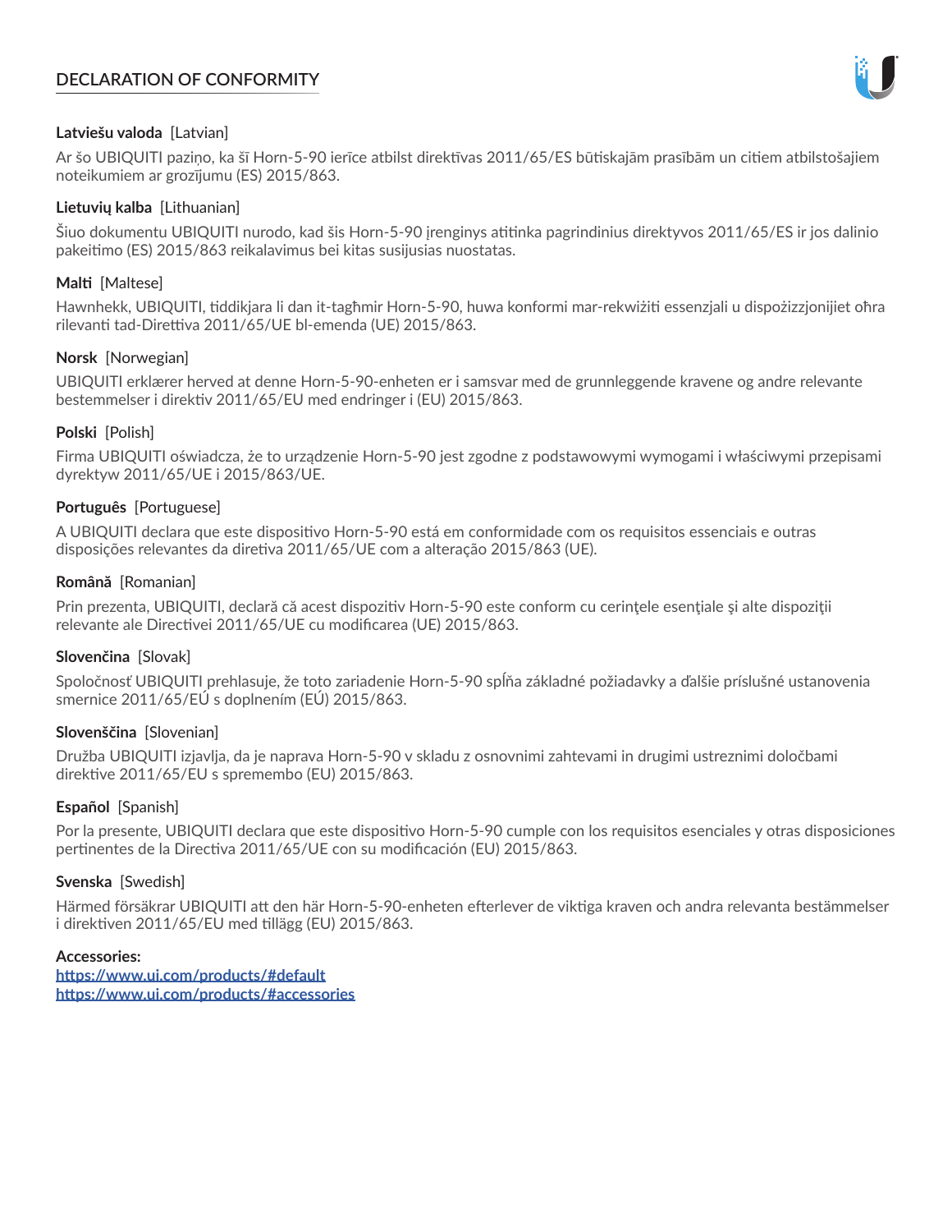## DECLARATION OF CONFORMITY

**Latviešu valoda** [Latvian]

Ar šo UBIQUITI paziņo, ka šī Horn-5-90 ierīce atbilst direktīvas 2011/65/ES būtiskajām prasībām un citiem atbilstošajiem noteikumiem ar grozījumu (ES) 2015/863.

**Lietuvių kalba** [Lithuanian]

Šiuo dokumentu UBIQUITI nurodo, kad šis Horn-5-90 įrenginys atitinka pagrindinius direktyvos 2011/65/ES ir jos dalinio pakeitimo (ES) 2015/863 reikalavimus bei kitas susijusias nuostatas.

**Malti** [Maltese]

Hawnhekk, UBIQUITI, tiddikjara li dan it-tagħmir Horn-5-90, huwa konformi mar-rekwiżiti essenzjali u dispożizzjonijiet oħra rilevanti tad-Direttiva 2011/65/UE bl-emenda (UE) 2015/863.

**Norsk** [Norwegian]

UBIQUITI erklærer herved at denne Horn-5-90-enheten er i samsvar med de grunnleggende kravene og andre relevante bestemmelser i direktiv 2011/65/EU med endringer i (EU) 2015/863.

**Polski** [Polish]

Firma UBIQUITI oświadcza, że to urządzenie Horn-5-90 jest zgodne z podstawowymi wymogami i właściwymi przepisami dyrektyw 2011/65/UE i 2015/863/UE.

**Português** [Portuguese]

A UBIQUITI declara que este dispositivo Horn-5-90 está em conformidade com os requisitos essenciais e outras disposições relevantes da diretiva 2011/65/UE com a alteração 2015/863 (UE).

**Română** [Romanian]

Prin prezenta, UBIQUITI, declară că acest dispozitiv Horn-5-90 este conform cu cerinţele esenţiale şi alte dispoziţii relevante ale Directivei 2011/65/UE cu modificarea (UE) 2015/863.

**Slovenčina** [Slovak]

Spoločnosť UBIQUITI prehlasuje, že toto zariadenie Horn-5-90 spĺňa základné požiadavky a ďalšie príslušné ustanovenia smernice 2011/65/EÚ s doplnením (EÚ) 2015/863.

**Slovenščina** [Slovenian]

Družba UBIQUITI izjavlja, da je naprava Horn-5-90 v skladu z osnovnimi zahtevami in drugimi ustreznimi določbami direktive 2011/65/EU s spremembo (EU) 2015/863.

**Español** [Spanish]

Por la presente, UBIQUITI declara que este dispositivo Horn-5-90 cumple con los requisitos esenciales y otras disposiciones pertinentes de la Directiva 2011/65/UE con su modificación (EU) 2015/863.

**Svenska** [Swedish]

Härmed försäkrar UBIQUITI att den här Horn-5-90-enheten efterlever de viktiga kraven och andra relevanta bestämmelser i direktiven 2011/65/EU med tillägg (EU) 2015/863.

**Accessories:**
**https://www.ui.com/products/#default**
**https://www.ui.com/products/#accessories**